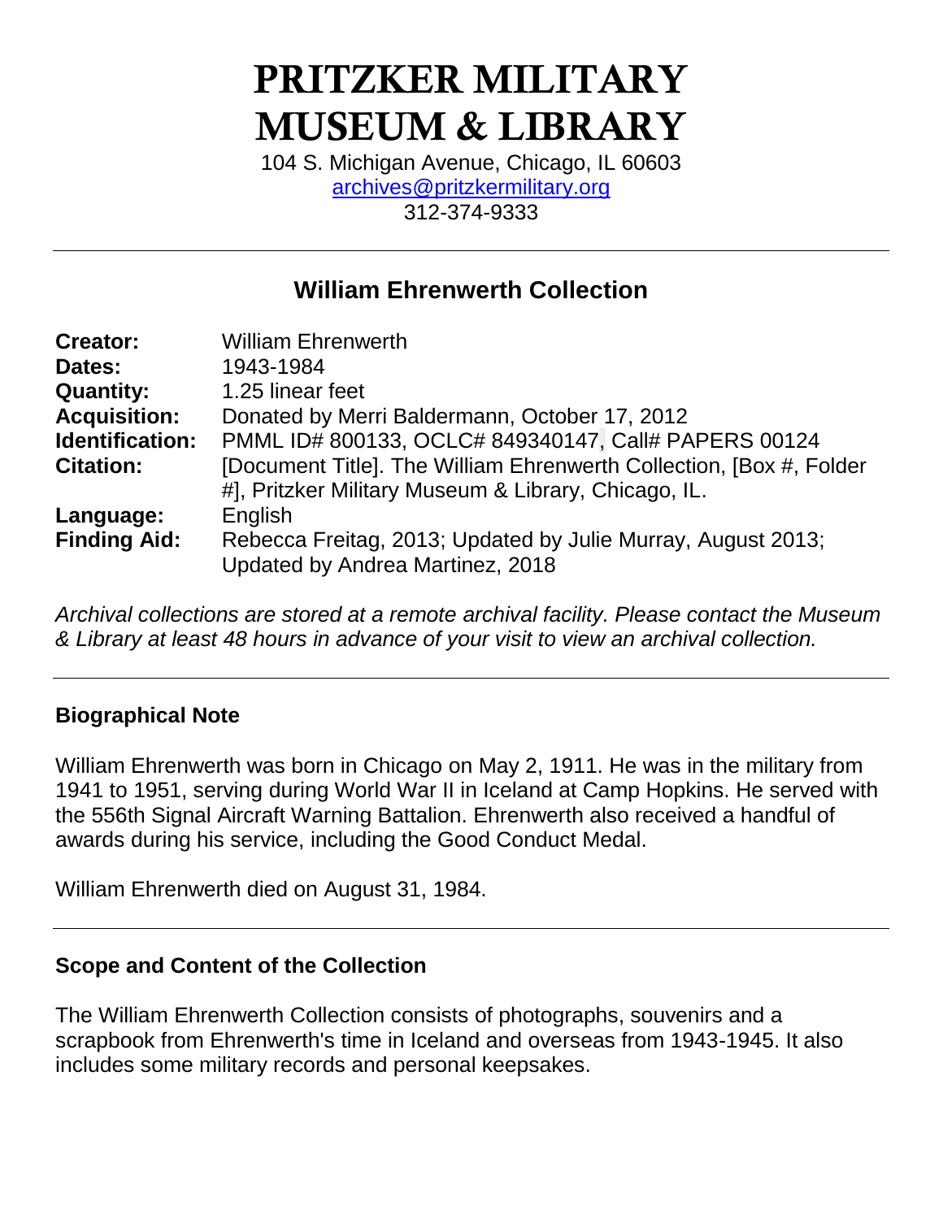# PRITZKER MILITARY MUSEUM & LIBRARY

104 S. Michigan Avenue, Chicago, IL 60603
archives@pritzkermilitary.org
312-374-9333

---

## William Ehrenwerth Collection

| | |
|---|---|
| **Creator:** | William Ehrenwerth |
| **Dates:** | 1943-1984 |
| **Quantity:** | 1.25 linear feet |
| **Acquisition:** | Donated by Merri Baldermann, October 17, 2012 |
| **Identification:** | PMML ID# 800133, OCLC# 849340147, Call# PAPERS 00124 |
| **Citation:** | [Document Title]. The William Ehrenwerth Collection, [Box #, Folder #], Pritzker Military Museum & Library, Chicago, IL. |
| **Language:** | English |
| **Finding Aid:** | Rebecca Freitag, 2013; Updated by Julie Murray, August 2013; Updated by Andrea Martinez, 2018 |

*Archival collections are stored at a remote archival facility. Please contact the Museum & Library at least 48 hours in advance of your visit to view an archival collection.*

---

### Biographical Note

William Ehrenwerth was born in Chicago on May 2, 1911. He was in the military from 1941 to 1951, serving during World War II in Iceland at Camp Hopkins. He served with the 556th Signal Aircraft Warning Battalion. Ehrenwerth also received a handful of awards during his service, including the Good Conduct Medal.

William Ehrenwerth died on August 31, 1984.

---

### Scope and Content of the Collection

The William Ehrenwerth Collection consists of photographs, souvenirs and a scrapbook from Ehrenwerth's time in Iceland and overseas from 1943-1945. It also includes some military records and personal keepsakes.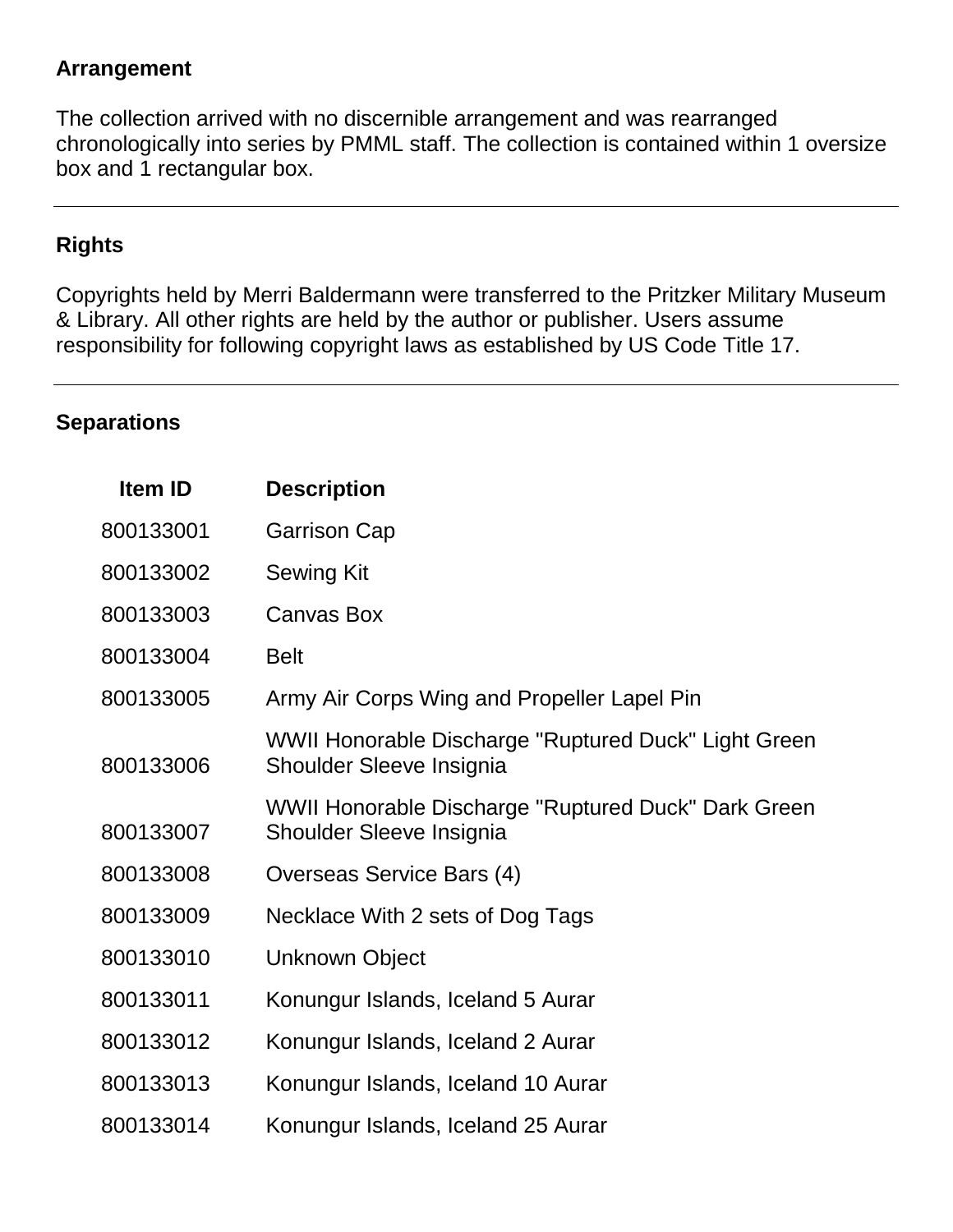## Arrangement

The collection arrived with no discernible arrangement and was rearranged chronologically into series by PMML staff. The collection is contained within 1 oversize box and 1 rectangular box.

---

## Rights

Copyrights held by Merri Baldermann were transferred to the Pritzker Military Museum & Library. All other rights are held by the author or publisher. Users assume responsibility for following copyright laws as established by US Code Title 17.

---

## Separations

| Item ID | Description |
|---|---|
| 800133001 | Garrison Cap |
| 800133002 | Sewing Kit |
| 800133003 | Canvas Box |
| 800133004 | Belt |
| 800133005 | Army Air Corps Wing and Propeller Lapel Pin |
| 800133006 | WWII Honorable Discharge "Ruptured Duck" Light Green Shoulder Sleeve Insignia |
| 800133007 | WWII Honorable Discharge "Ruptured Duck" Dark Green Shoulder Sleeve Insignia |
| 800133008 | Overseas Service Bars (4) |
| 800133009 | Necklace With 2 sets of Dog Tags |
| 800133010 | Unknown Object |
| 800133011 | Konungur Islands, Iceland 5 Aurar |
| 800133012 | Konungur Islands, Iceland 2 Aurar |
| 800133013 | Konungur Islands, Iceland 10 Aurar |
| 800133014 | Konungur Islands, Iceland 25 Aurar |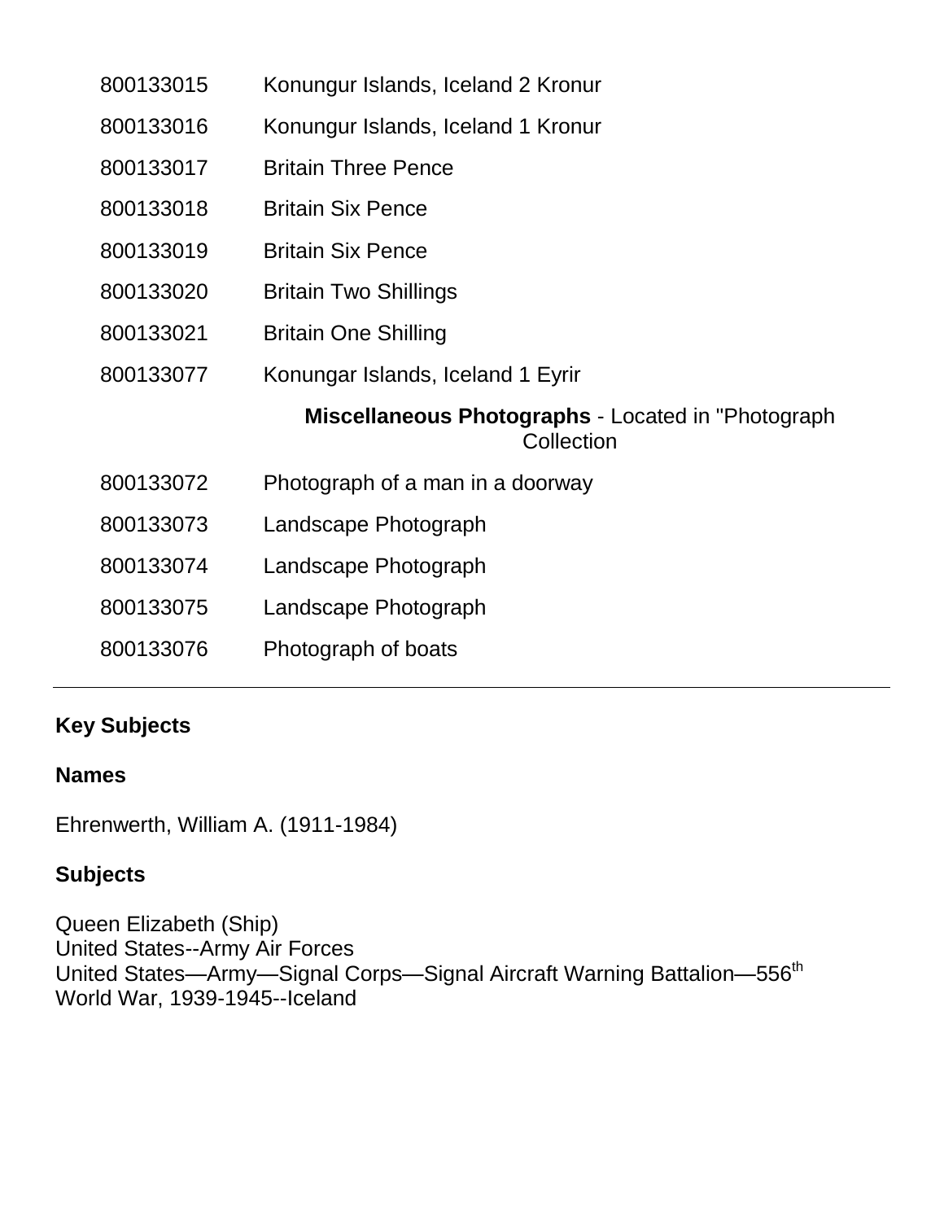| | |
|---|---|
| 800133015 | Konungur Islands, Iceland 2 Kronur |
| 800133016 | Konungur Islands, Iceland 1 Kronur |
| 800133017 | Britain Three Pence |
| 800133018 | Britain Six Pence |
| 800133019 | Britain Six Pence |
| 800133020 | Britain Two Shillings |
| 800133021 | Britain One Shilling |
| 800133077 | Konungar Islands, Iceland 1 Eyrir |
| | **Miscellaneous Photographs** - Located in "Photograph Collection |
| 800133072 | Photograph of a man in a doorway |
| 800133073 | Landscape Photograph |
| 800133074 | Landscape Photograph |
| 800133075 | Landscape Photograph |
| 800133076 | Photograph of boats |

---

**Key Subjects**

**Names**

Ehrenwerth, William A. (1911-1984)

**Subjects**

Queen Elizabeth (Ship)
United States--Army Air Forces
United States—Army—Signal Corps—Signal Aircraft Warning Battalion—556th
World War, 1939-1945--Iceland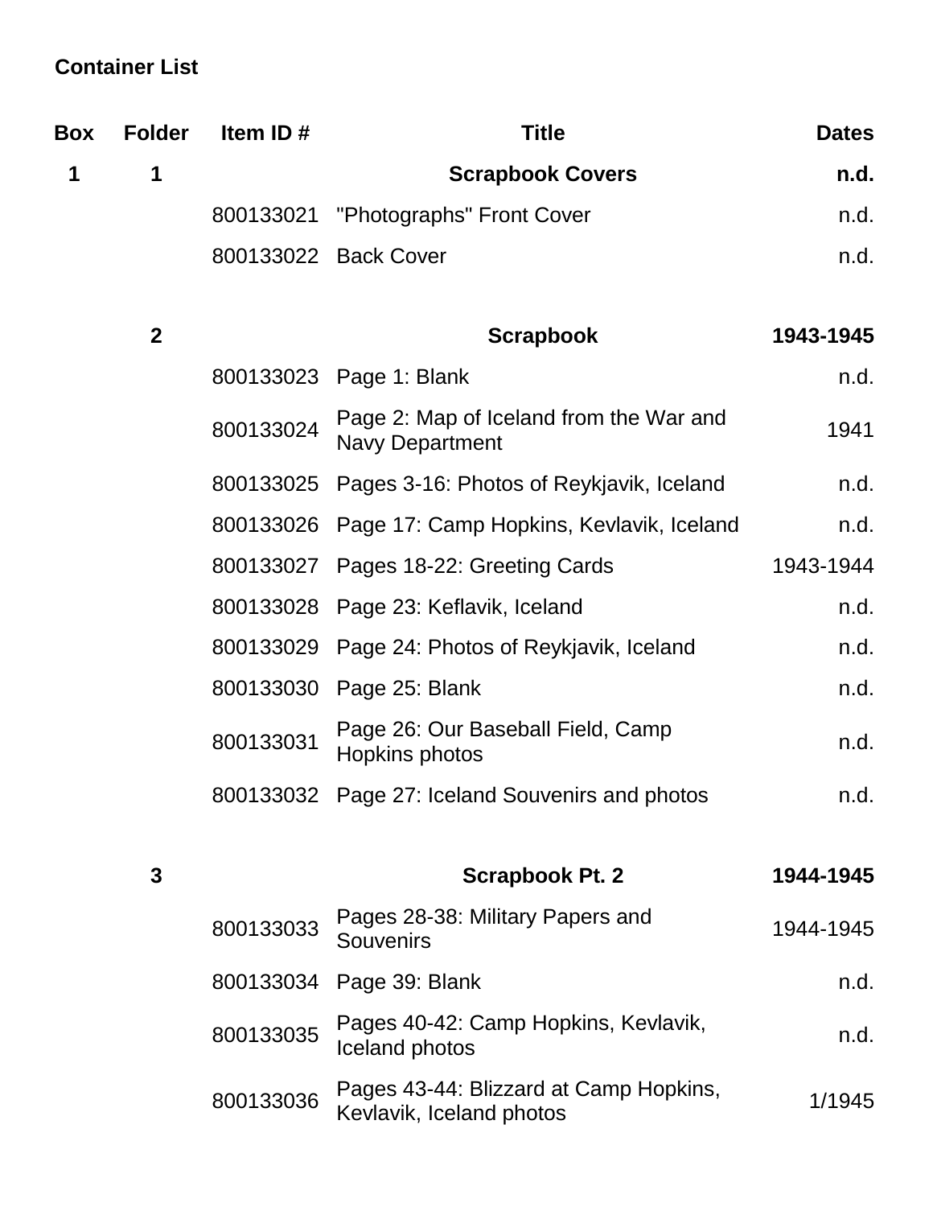## Container List

| Box | Folder | Item ID # | Title | Dates |
|---|---|---|---|---|
| **1** | **1** | | **Scrapbook Covers** | **n.d.** |
| | | 800133021 | "Photographs" Front Cover | n.d. |
| | | 800133022 | Back Cover | n.d. |
| | **2** | | **Scrapbook** | **1943-1945** |
| | | 800133023 | Page 1: Blank | n.d. |
| | | 800133024 | Page 2: Map of Iceland from the War and Navy Department | 1941 |
| | | 800133025 | Pages 3-16: Photos of Reykjavik, Iceland | n.d. |
| | | 800133026 | Page 17: Camp Hopkins, Kevlavik, Iceland | n.d. |
| | | 800133027 | Pages 18-22: Greeting Cards | 1943-1944 |
| | | 800133028 | Page 23: Keflavik, Iceland | n.d. |
| | | 800133029 | Page 24: Photos of Reykjavik, Iceland | n.d. |
| | | 800133030 | Page 25: Blank | n.d. |
| | | 800133031 | Page 26: Our Baseball Field, Camp Hopkins photos | n.d. |
| | | 800133032 | Page 27: Iceland Souvenirs and photos | n.d. |
| | **3** | | **Scrapbook Pt. 2** | **1944-1945** |
| | | 800133033 | Pages 28-38: Military Papers and Souvenirs | 1944-1945 |
| | | 800133034 | Page 39: Blank | n.d. |
| | | 800133035 | Pages 40-42: Camp Hopkins, Kevlavik, Iceland photos | n.d. |
| | | 800133036 | Pages 43-44: Blizzard at Camp Hopkins, Kevlavik, Iceland photos | 1/1945 |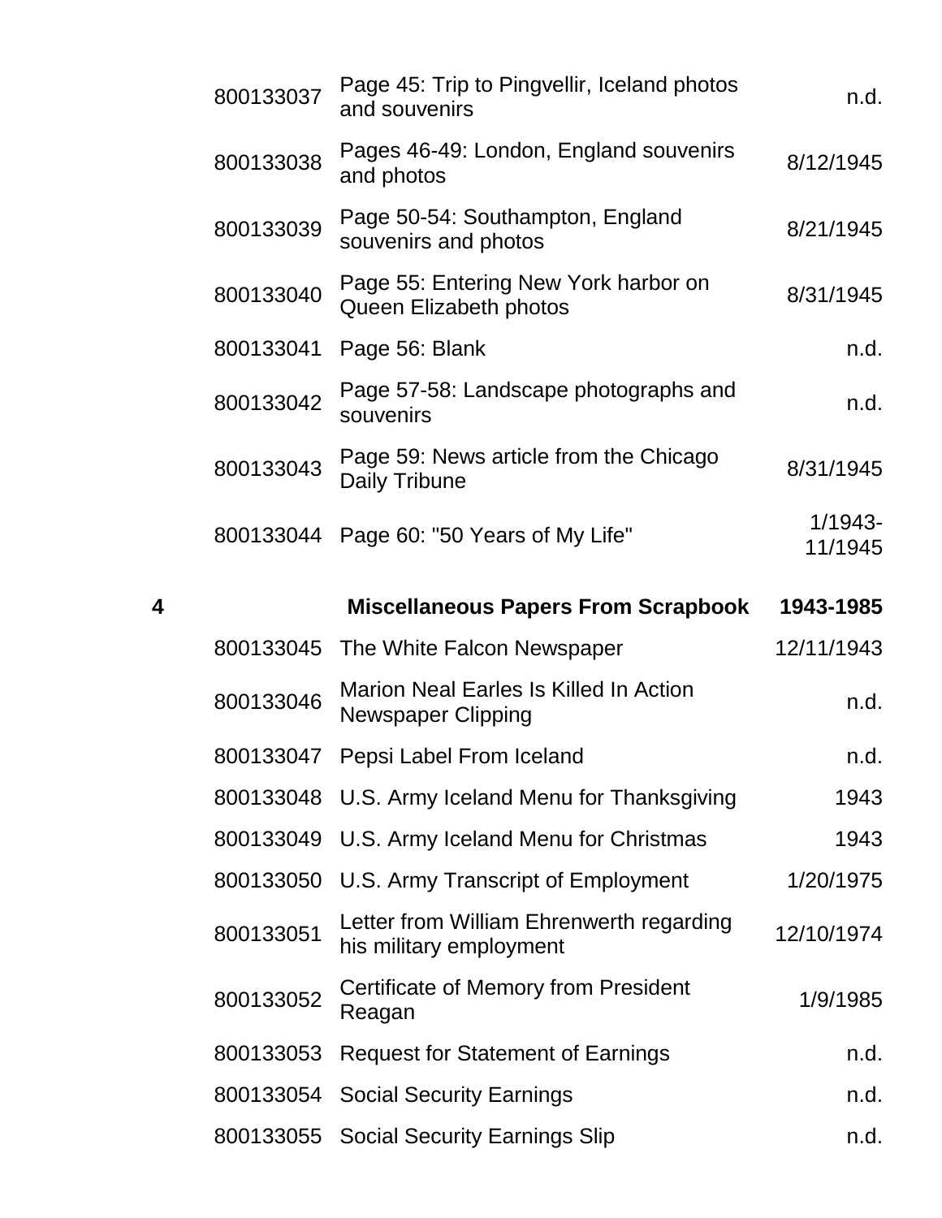| | | | |
|---|---|---|---|
| | 800133037 | Page 45: Trip to Pingvellir, Iceland photos and souvenirs | n.d. |
| | 800133038 | Pages 46-49: London, England souvenirs and photos | 8/12/1945 |
| | 800133039 | Page 50-54: Southampton, England souvenirs and photos | 8/21/1945 |
| | 800133040 | Page 55: Entering New York harbor on Queen Elizabeth photos | 8/31/1945 |
| | 800133041 | Page 56: Blank | n.d. |
| | 800133042 | Page 57-58: Landscape photographs and souvenirs | n.d. |
| | 800133043 | Page 59: News article from the Chicago Daily Tribune | 8/31/1945 |
| | 800133044 | Page 60: "50 Years of My Life" | 1/1943-11/1945 |
| **4** | | **Miscellaneous Papers From Scrapbook** | **1943-1985** |
| | 800133045 | The White Falcon Newspaper | 12/11/1943 |
| | 800133046 | Marion Neal Earles Is Killed In Action Newspaper Clipping | n.d. |
| | 800133047 | Pepsi Label From Iceland | n.d. |
| | 800133048 | U.S. Army Iceland Menu for Thanksgiving | 1943 |
| | 800133049 | U.S. Army Iceland Menu for Christmas | 1943 |
| | 800133050 | U.S. Army Transcript of Employment | 1/20/1975 |
| | 800133051 | Letter from William Ehrenwerth regarding his military employment | 12/10/1974 |
| | 800133052 | Certificate of Memory from President Reagan | 1/9/1985 |
| | 800133053 | Request for Statement of Earnings | n.d. |
| | 800133054 | Social Security Earnings | n.d. |
| | 800133055 | Social Security Earnings Slip | n.d. |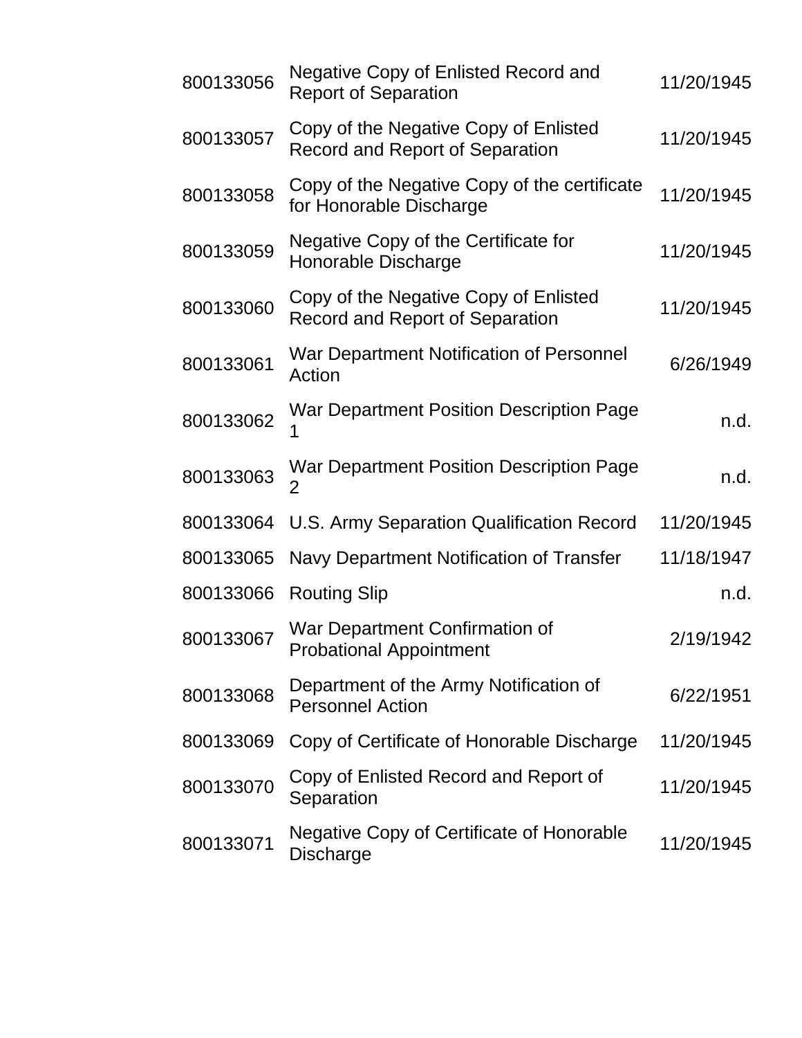| | | |
|---|---|---|
| 800133056 | Negative Copy of Enlisted Record and Report of Separation | 11/20/1945 |
| 800133057 | Copy of the Negative Copy of Enlisted Record and Report of Separation | 11/20/1945 |
| 800133058 | Copy of the Negative Copy of the certificate for Honorable Discharge | 11/20/1945 |
| 800133059 | Negative Copy of the Certificate for Honorable Discharge | 11/20/1945 |
| 800133060 | Copy of the Negative Copy of Enlisted Record and Report of Separation | 11/20/1945 |
| 800133061 | War Department Notification of Personnel Action | 6/26/1949 |
| 800133062 | War Department Position Description Page 1 | n.d. |
| 800133063 | War Department Position Description Page 2 | n.d. |
| 800133064 | U.S. Army Separation Qualification Record | 11/20/1945 |
| 800133065 | Navy Department Notification of Transfer | 11/18/1947 |
| 800133066 | Routing Slip | n.d. |
| 800133067 | War Department Confirmation of Probational Appointment | 2/19/1942 |
| 800133068 | Department of the Army Notification of Personnel Action | 6/22/1951 |
| 800133069 | Copy of Certificate of Honorable Discharge | 11/20/1945 |
| 800133070 | Copy of Enlisted Record and Report of Separation | 11/20/1945 |
| 800133071 | Negative Copy of Certificate of Honorable Discharge | 11/20/1945 |